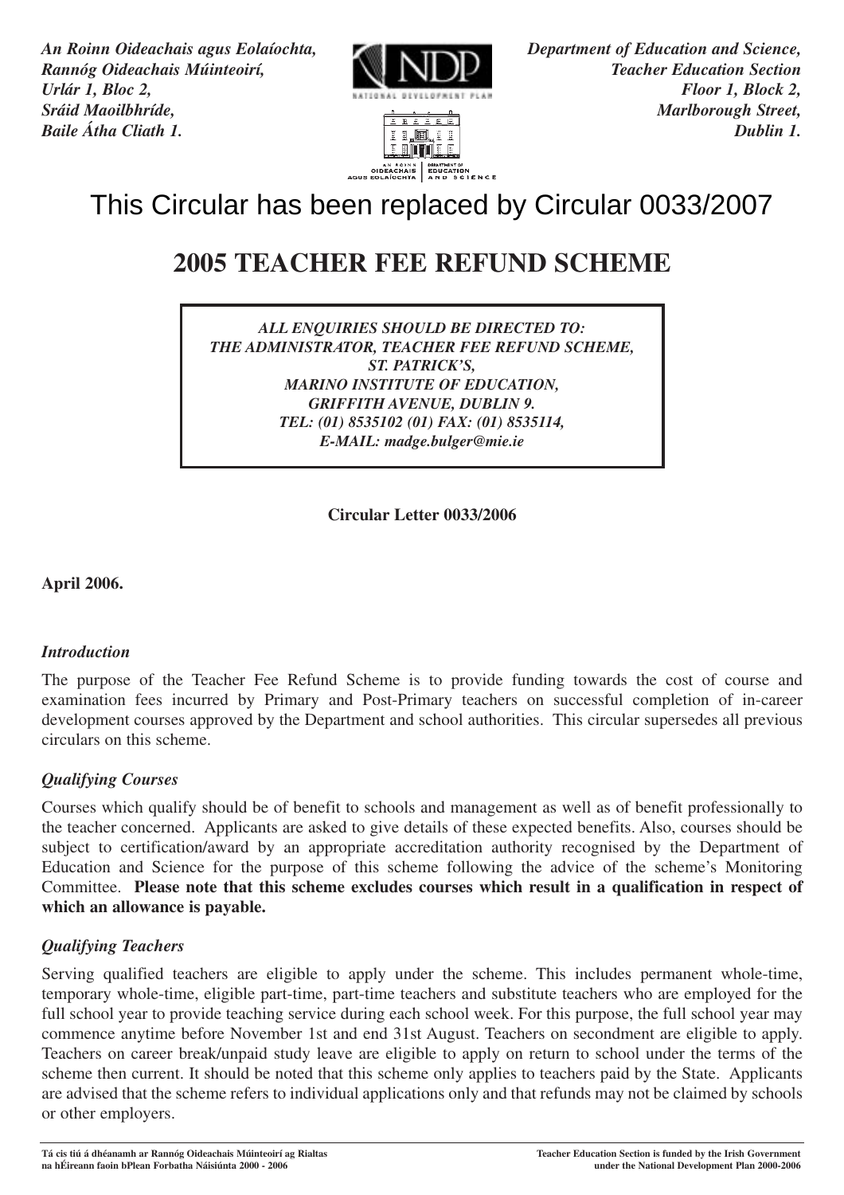*An Roinn Oideachais agus Eolaíochta,*
*Rannóg Oideachais Múinteoirí,*
*Urlár 1, Bloc 2,*
*Sráid Maoilbhríde,*
*Baile Átha Cliath 1.*

*Department of Education and Science,*
*Teacher Education Section*
*Floor 1, Block 2,*
*Marlborough Street,*
*Dublin 1.*

This Circular has been replaced by Circular 0033/2007

# 2005 TEACHER FEE REFUND SCHEME

***ALL ENQUIRIES SHOULD BE DIRECTED TO:***
***THE ADMINISTRATOR, TEACHER FEE REFUND SCHEME,***
***ST. PATRICK'S,***
***MARINO INSTITUTE OF EDUCATION,***
***GRIFFITH AVENUE, DUBLIN 9.***
***TEL: (01) 8535102 (01) FAX: (01) 8535114,***
***E-MAIL: madge.bulger@mie.ie***

**Circular Letter 0033/2006**

**April 2006.**

### *Introduction*

The purpose of the Teacher Fee Refund Scheme is to provide funding towards the cost of course and examination fees incurred by Primary and Post-Primary teachers on successful completion of in-career development courses approved by the Department and school authorities. This circular supersedes all previous circulars on this scheme.

### *Qualifying Courses*

Courses which qualify should be of benefit to schools and management as well as of benefit professionally to the teacher concerned. Applicants are asked to give details of these expected benefits. Also, courses should be subject to certification/award by an appropriate accreditation authority recognised by the Department of Education and Science for the purpose of this scheme following the advice of the scheme's Monitoring Committee. **Please note that this scheme excludes courses which result in a qualification in respect of which an allowance is payable.**

### *Qualifying Teachers*

Serving qualified teachers are eligible to apply under the scheme. This includes permanent whole-time, temporary whole-time, eligible part-time, part-time teachers and substitute teachers who are employed for the full school year to provide teaching service during each school week. For this purpose, the full school year may commence anytime before November 1st and end 31st August. Teachers on secondment are eligible to apply. Teachers on career break/unpaid study leave are eligible to apply on return to school under the terms of the scheme then current. It should be noted that this scheme only applies to teachers paid by the State. Applicants are advised that the scheme refers to individual applications only and that refunds may not be claimed by schools or other employers.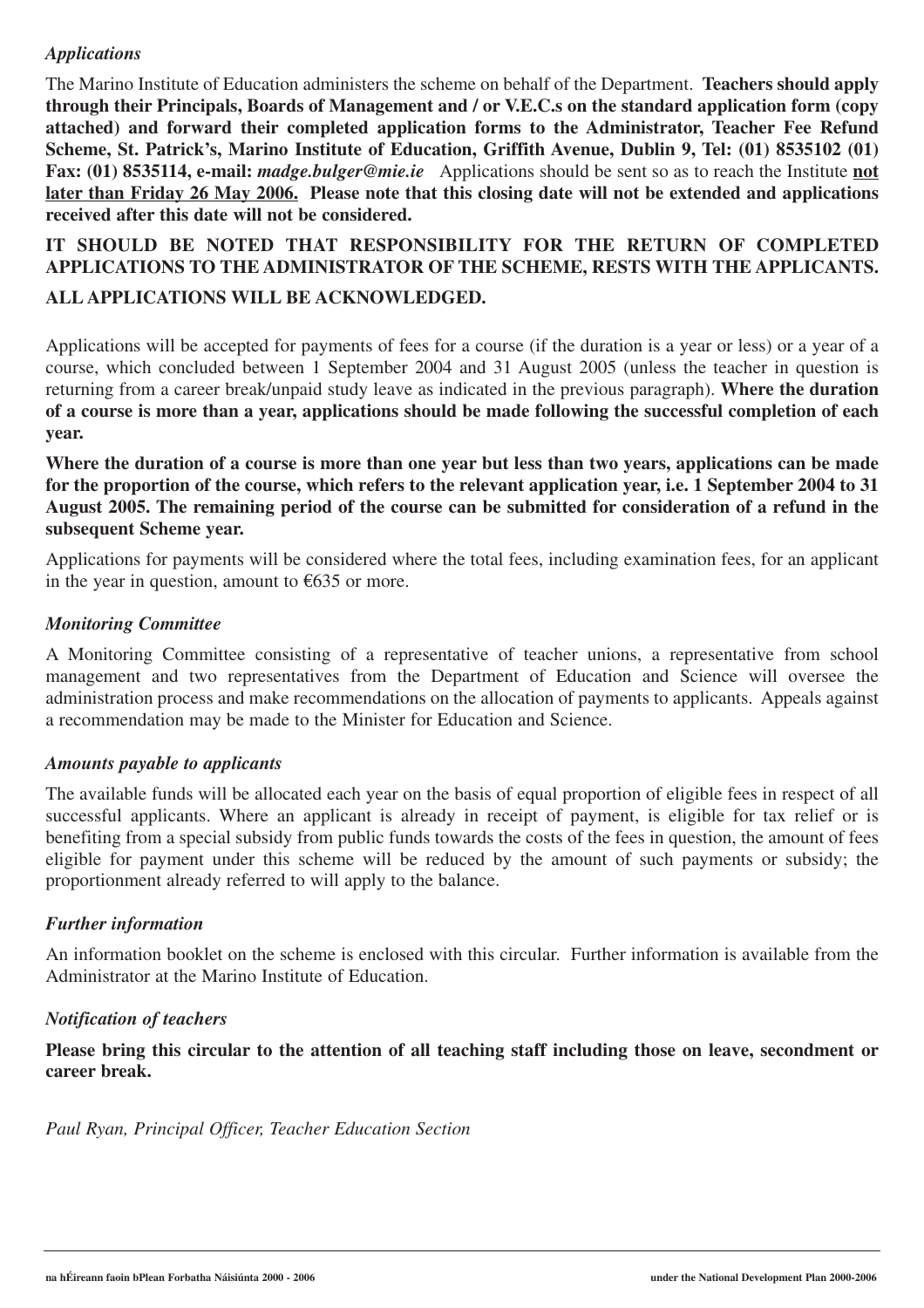### *Applications*

The Marino Institute of Education administers the scheme on behalf of the Department. **Teachers should apply through their Principals, Boards of Management and / or V.E.C.s on the standard application form (copy attached) and forward their completed application forms to the Administrator, Teacher Fee Refund Scheme, St. Patrick's, Marino Institute of Education, Griffith Avenue, Dublin 9, Tel: (01) 8535102 (01) Fax: (01) 8535114, e-mail:** ***madge.bulger@mie.ie*** Applications should be sent so as to reach the Institute **not later than Friday 26 May 2006. Please note that this closing date will not be extended and applications received after this date will not be considered.**

**IT SHOULD BE NOTED THAT RESPONSIBILITY FOR THE RETURN OF COMPLETED APPLICATIONS TO THE ADMINISTRATOR OF THE SCHEME, RESTS WITH THE APPLICANTS.**

**ALL APPLICATIONS WILL BE ACKNOWLEDGED.**

Applications will be accepted for payments of fees for a course (if the duration is a year or less) or a year of a course, which concluded between 1 September 2004 and 31 August 2005 (unless the teacher in question is returning from a career break/unpaid study leave as indicated in the previous paragraph). **Where the duration of a course is more than a year, applications should be made following the successful completion of each year.**

**Where the duration of a course is more than one year but less than two years, applications can be made for the proportion of the course, which refers to the relevant application year, i.e. 1 September 2004 to 31 August 2005. The remaining period of the course can be submitted for consideration of a refund in the subsequent Scheme year.**

Applications for payments will be considered where the total fees, including examination fees, for an applicant in the year in question, amount to €635 or more.

### *Monitoring Committee*

A Monitoring Committee consisting of a representative of teacher unions, a representative from school management and two representatives from the Department of Education and Science will oversee the administration process and make recommendations on the allocation of payments to applicants. Appeals against a recommendation may be made to the Minister for Education and Science.

### *Amounts payable to applicants*

The available funds will be allocated each year on the basis of equal proportion of eligible fees in respect of all successful applicants. Where an applicant is already in receipt of payment, is eligible for tax relief or is benefiting from a special subsidy from public funds towards the costs of the fees in question, the amount of fees eligible for payment under this scheme will be reduced by the amount of such payments or subsidy; the proportionment already referred to will apply to the balance.

### *Further information*

An information booklet on the scheme is enclosed with this circular. Further information is available from the Administrator at the Marino Institute of Education.

### *Notification of teachers*

**Please bring this circular to the attention of all teaching staff including those on leave, secondment or career break.**

*Paul Ryan, Principal Officer, Teacher Education Section*